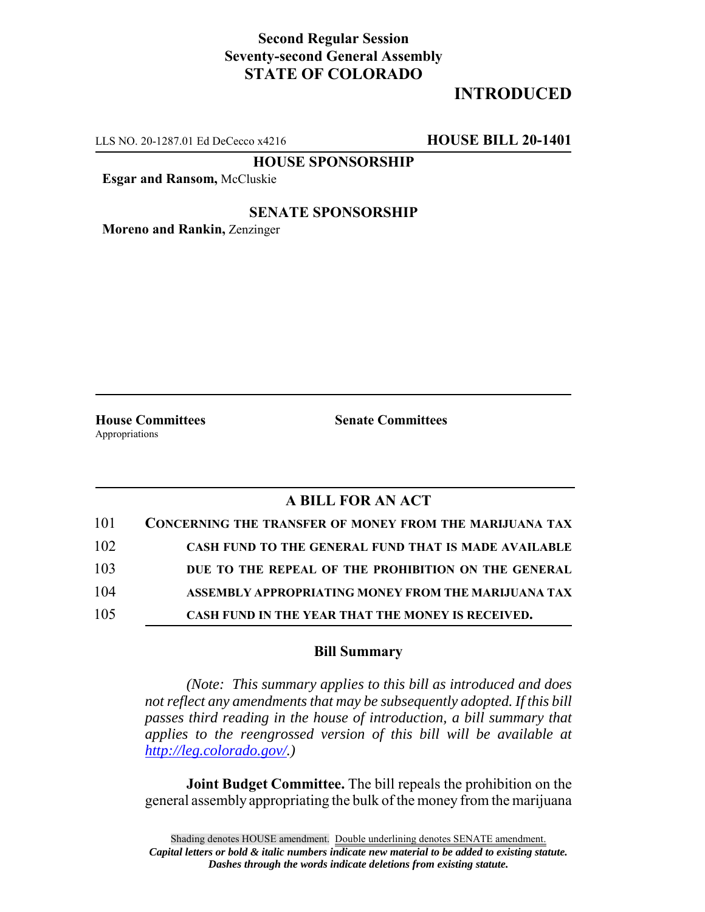**Second Regular Session**
**Seventy-second General Assembly**
**STATE OF COLORADO**

# INTRODUCED

LLS NO. 20-1287.01 Ed DeCecco x4216 **HOUSE BILL 20-1401**

**HOUSE SPONSORSHIP**

**Esgar and Ransom,** McCluskie

**SENATE SPONSORSHIP**

**Moreno and Rankin,** Zenzinger

**House Committees**
Appropriations

**Senate Committees**

## A BILL FOR AN ACT

101 **CONCERNING THE TRANSFER OF MONEY FROM THE MARIJUANA TAX**
102 **CASH FUND TO THE GENERAL FUND THAT IS MADE AVAILABLE**
103 **DUE TO THE REPEAL OF THE PROHIBITION ON THE GENERAL**
104 **ASSEMBLY APPROPRIATING MONEY FROM THE MARIJUANA TAX**
105 **CASH FUND IN THE YEAR THAT THE MONEY IS RECEIVED.**

### Bill Summary

*(Note: This summary applies to this bill as introduced and does not reflect any amendments that may be subsequently adopted. If this bill passes third reading in the house of introduction, a bill summary that applies to the reengrossed version of this bill will be available at http://leg.colorado.gov/.)*

**Joint Budget Committee.** The bill repeals the prohibition on the general assembly appropriating the bulk of the money from the marijuana

Shading denotes HOUSE amendment. Double underlining denotes SENATE amendment.
***Capital letters or bold & italic numbers indicate new material to be added to existing statute.***
***Dashes through the words indicate deletions from existing statute.***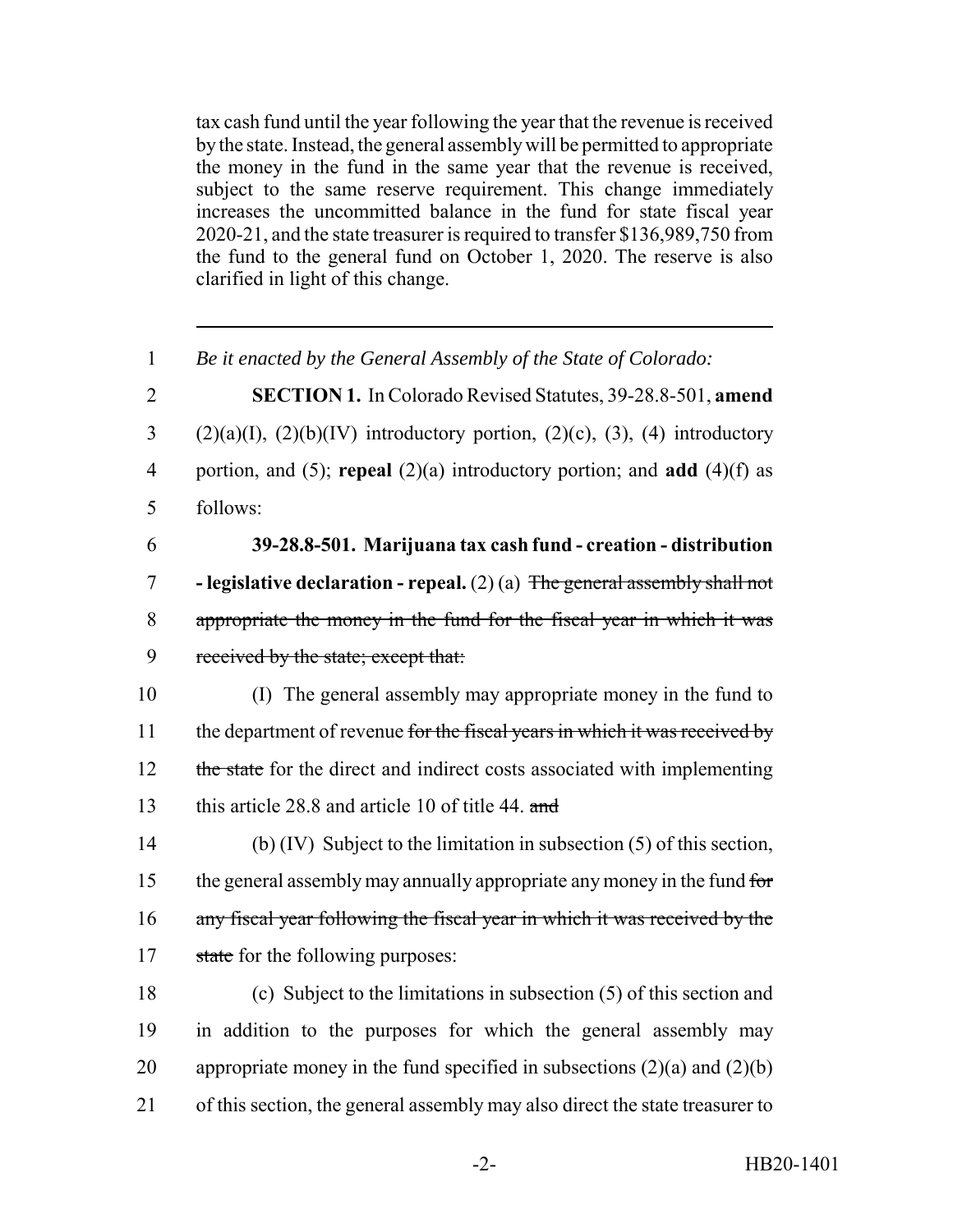tax cash fund until the year following the year that the revenue is received by the state. Instead, the general assembly will be permitted to appropriate the money in the fund in the same year that the revenue is received, subject to the same reserve requirement. This change immediately increases the uncommitted balance in the fund for state fiscal year 2020-21, and the state treasurer is required to transfer $136,989,750 from the fund to the general fund on October 1, 2020. The reserve is also clarified in light of this change.

---

1 *Be it enacted by the General Assembly of the State of Colorado:*

2 **SECTION 1.** In Colorado Revised Statutes, 39-28.8-501, **amend**
3 (2)(a)(I), (2)(b)(IV) introductory portion, (2)(c), (3), (4) introductory
4 portion, and (5); **repeal** (2)(a) introductory portion; and **add** (4)(f) as
5 follows:

6 **39-28.8-501. Marijuana tax cash fund - creation - distribution**
7 **- legislative declaration - repeal.** (2) (a) ~~The general assembly shall not~~
8 ~~appropriate the money in the fund for the fiscal year in which it was~~
9 ~~received by the state; except that:~~

10 (I) The general assembly may appropriate money in the fund to
11 the department of revenue ~~for the fiscal years in which it was received by~~
12 ~~the state~~ for the direct and indirect costs associated with implementing
13 this article 28.8 and article 10 of title 44. ~~and~~

14 (b) (IV) Subject to the limitation in subsection (5) of this section,
15 the general assembly may annually appropriate any money in the fund ~~for~~
16 ~~any fiscal year following the fiscal year in which it was received by the~~
17 ~~state~~ for the following purposes:

18 (c) Subject to the limitations in subsection (5) of this section and
19 in addition to the purposes for which the general assembly may
20 appropriate money in the fund specified in subsections (2)(a) and (2)(b)
21 of this section, the general assembly may also direct the state treasurer to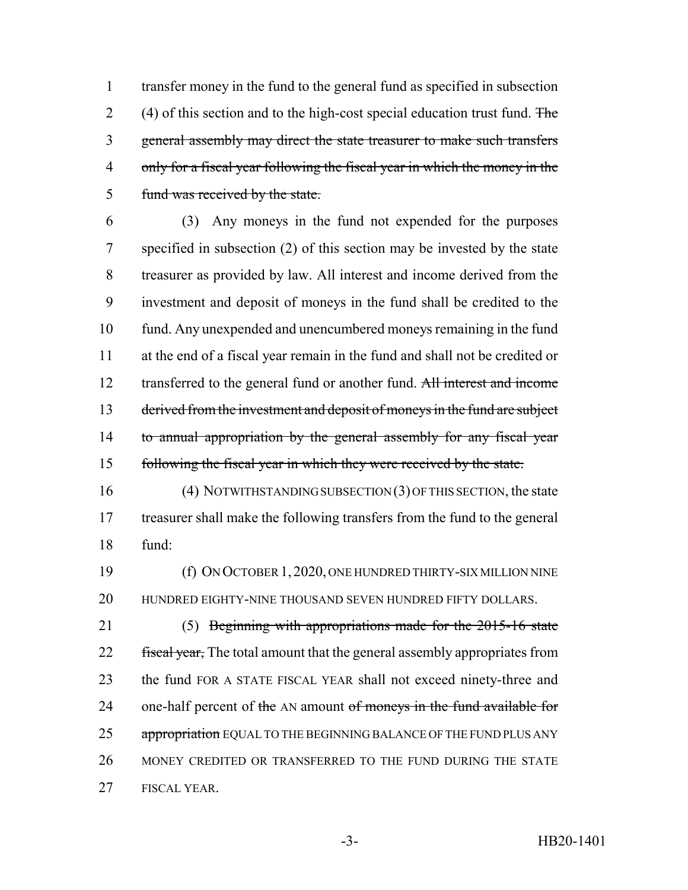transfer money in the fund to the general fund as specified in subsection (4) of this section and to the high-cost special education trust fund. ~~The general assembly may direct the state treasurer to make such transfers only for a fiscal year following the fiscal year in which the money in the fund was received by the state.~~

(3) Any moneys in the fund not expended for the purposes specified in subsection (2) of this section may be invested by the state treasurer as provided by law. All interest and income derived from the investment and deposit of moneys in the fund shall be credited to the fund. Any unexpended and unencumbered moneys remaining in the fund at the end of a fiscal year remain in the fund and shall not be credited or transferred to the general fund or another fund. ~~All interest and income derived from the investment and deposit of moneys in the fund are subject to annual appropriation by the general assembly for any fiscal year following the fiscal year in which they were received by the state.~~

(4) NOTWITHSTANDING SUBSECTION (3) OF THIS SECTION, the state treasurer shall make the following transfers from the fund to the general fund:

(f) ON OCTOBER 1, 2020, ONE HUNDRED THIRTY-SIX MILLION NINE HUNDRED EIGHTY-NINE THOUSAND SEVEN HUNDRED FIFTY DOLLARS.

(5) ~~Beginning with appropriations made for the 2015-16 state fiscal year,~~ The total amount that the general assembly appropriates from the fund FOR A STATE FISCAL YEAR shall not exceed ninety-three and one-half percent of ~~the~~ AN amount ~~of moneys in the fund available for appropriation~~ EQUAL TO THE BEGINNING BALANCE OF THE FUND PLUS ANY MONEY CREDITED OR TRANSFERRED TO THE FUND DURING THE STATE FISCAL YEAR.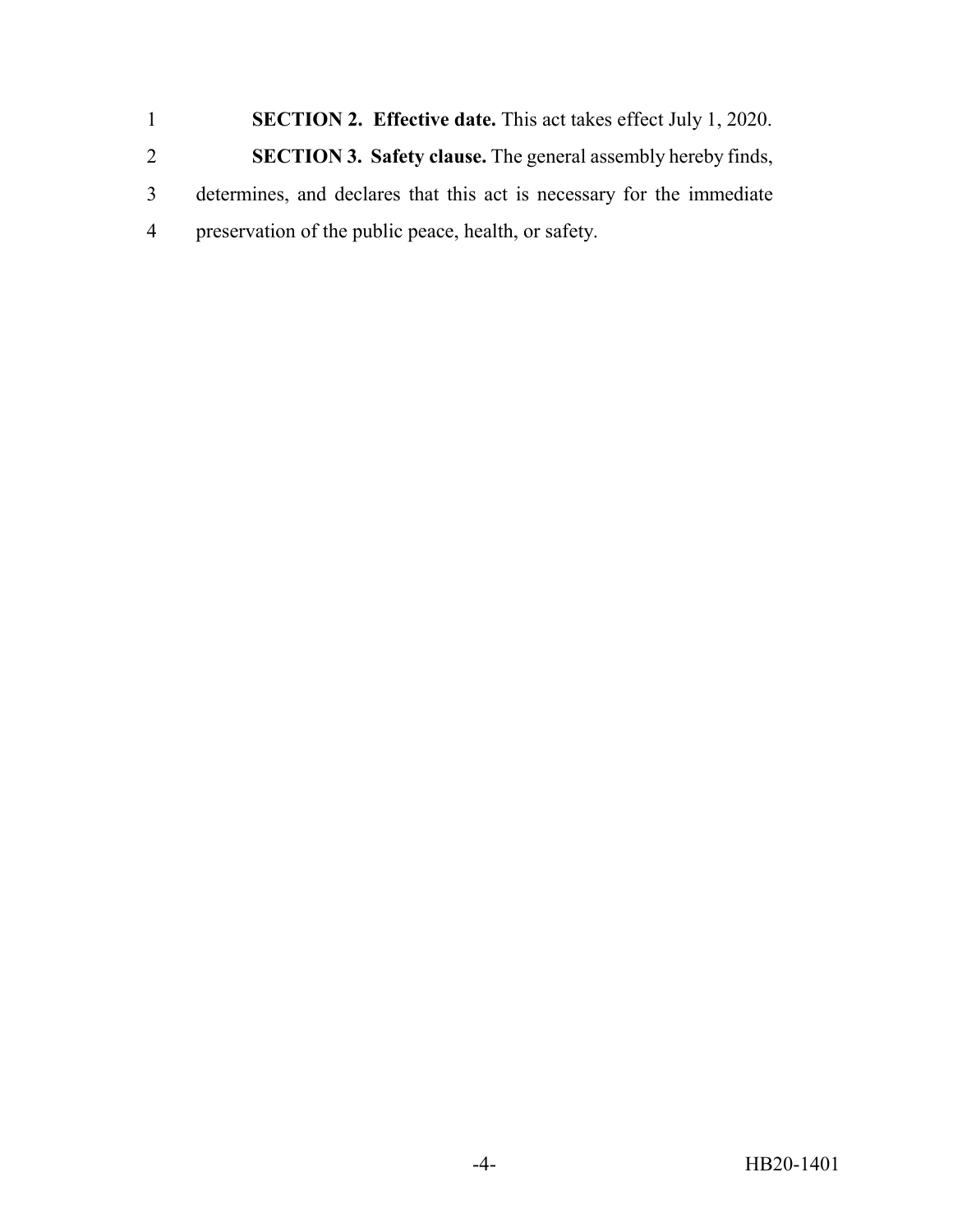**SECTION 2. Effective date.** This act takes effect July 1, 2020.

**SECTION 3. Safety clause.** The general assembly hereby finds, determines, and declares that this act is necessary for the immediate preservation of the public peace, health, or safety.